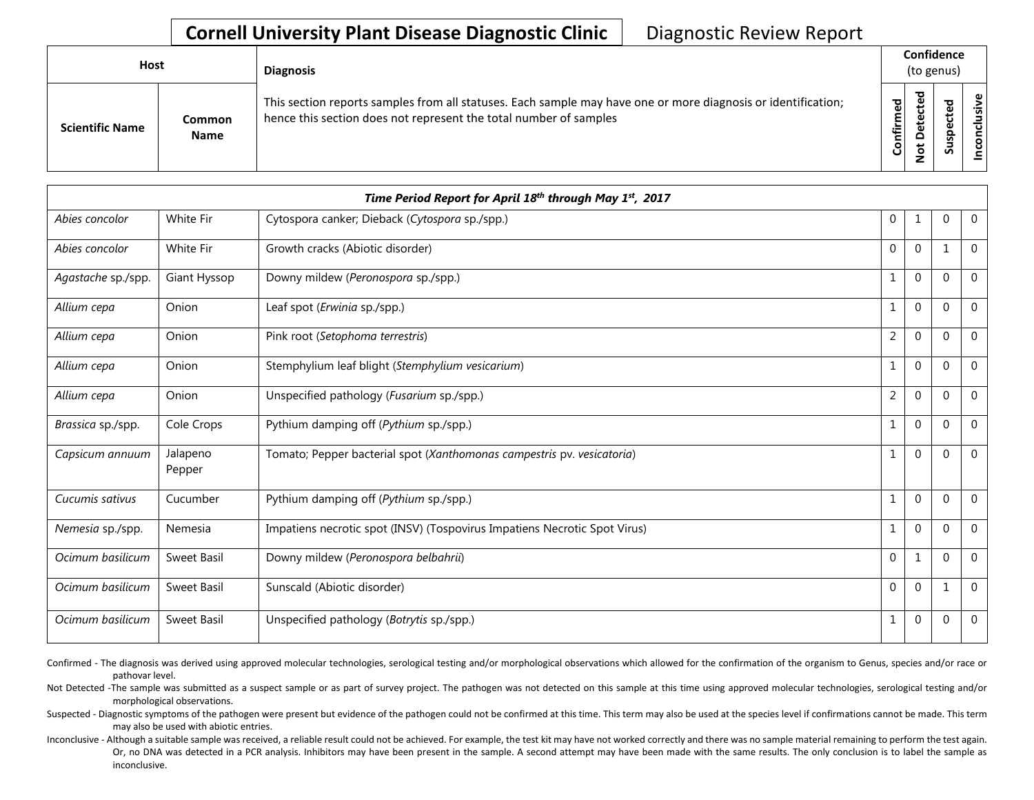# Cornell University Plant Disease Diagnostic Clinic

Diagnostic Review Report

| Host | | Diagnosis | Confidence (to genus) | | | |
|---|---|---|---|---|---|---|
| Scientific Name | Common Name | This section reports samples from all statuses. Each sample may have one or more diagnosis or identification; hence this section does not represent the total number of samples | Confirmed | Not Detected | Suspected | Inconclusive |

| *Time Period Report for April 18th through May 1st, 2017* | | | | | | |
|---|---|---|---|---|---|---|
| *Abies concolor* | White Fir | Cytospora canker; Dieback (*Cytospora* sp./spp.) | 0 | 1 | 0 | 0 |
| *Abies concolor* | White Fir | Growth cracks (Abiotic disorder) | 0 | 0 | 1 | 0 |
| *Agastache* sp./spp. | Giant Hyssop | Downy mildew (*Peronospora* sp./spp.) | 1 | 0 | 0 | 0 |
| *Allium cepa* | Onion | Leaf spot (*Erwinia* sp./spp.) | 1 | 0 | 0 | 0 |
| *Allium cepa* | Onion | Pink root (*Setophoma terrestris*) | 2 | 0 | 0 | 0 |
| *Allium cepa* | Onion | Stemphylium leaf blight (*Stemphylium vesicarium*) | 1 | 0 | 0 | 0 |
| *Allium cepa* | Onion | Unspecified pathology (*Fusarium* sp./spp.) | 2 | 0 | 0 | 0 |
| *Brassica* sp./spp. | Cole Crops | Pythium damping off (*Pythium* sp./spp.) | 1 | 0 | 0 | 0 |
| *Capsicum annuum* | Jalapeno Pepper | Tomato; Pepper bacterial spot (*Xanthomonas campestris* pv. *vesicatoria*) | 1 | 0 | 0 | 0 |
| *Cucumis sativus* | Cucumber | Pythium damping off (*Pythium* sp./spp.) | 1 | 0 | 0 | 0 |
| *Nemesia* sp./spp. | Nemesia | Impatiens necrotic spot (INSV) (Tospovirus Impatiens Necrotic Spot Virus) | 1 | 0 | 0 | 0 |
| *Ocimum basilicum* | Sweet Basil | Downy mildew (*Peronospora belbahrii*) | 0 | 1 | 0 | 0 |
| *Ocimum basilicum* | Sweet Basil | Sunscald (Abiotic disorder) | 0 | 0 | 1 | 0 |
| *Ocimum basilicum* | Sweet Basil | Unspecified pathology (*Botrytis* sp./spp.) | 1 | 0 | 0 | 0 |

Confirmed - The diagnosis was derived using approved molecular technologies, serological testing and/or morphological observations which allowed for the confirmation of the organism to Genus, species and/or race or pathovar level.

Not Detected -The sample was submitted as a suspect sample or as part of survey project. The pathogen was not detected on this sample at this time using approved molecular technologies, serological testing and/or morphological observations.

Suspected - Diagnostic symptoms of the pathogen were present but evidence of the pathogen could not be confirmed at this time. This term may also be used at the species level if confirmations cannot be made. This term may also be used with abiotic entries.

Inconclusive - Although a suitable sample was received, a reliable result could not be achieved. For example, the test kit may have not worked correctly and there was no sample material remaining to perform the test again. Or, no DNA was detected in a PCR analysis. Inhibitors may have been present in the sample. A second attempt may have been made with the same results. The only conclusion is to label the sample as inconclusive.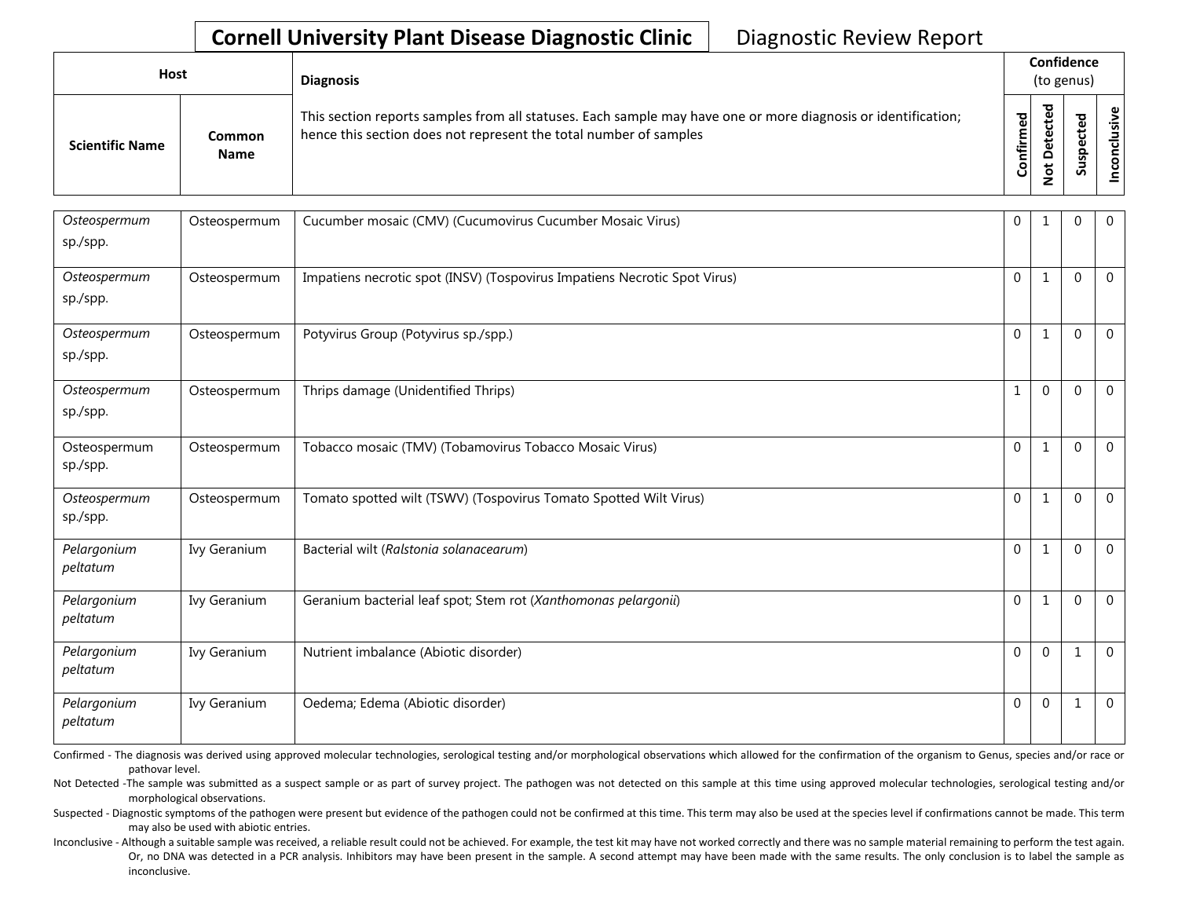# Cornell University Plant Disease Diagnostic Clinic

Diagnostic Review Report

| Host | | Diagnosis | Confidence (to genus) | | | |
|---|---|---|---|---|---|---|
| Scientific Name | Common Name | This section reports samples from all statuses. Each sample may have one or more diagnosis or identification; hence this section does not represent the total number of samples | Confirmed | Not Detected | Suspected | Inconclusive |
| *Osteospermum sp./spp.* | Osteospermum | Cucumber mosaic (CMV) (Cucumovirus Cucumber Mosaic Virus) | 0 | 1 | 0 | 0 |
| *Osteospermum sp./spp.* | Osteospermum | Impatiens necrotic spot (INSV) (Tospovirus Impatiens Necrotic Spot Virus) | 0 | 1 | 0 | 0 |
| *Osteospermum sp./spp.* | Osteospermum | Potyvirus Group (Potyvirus sp./spp.) | 0 | 1 | 0 | 0 |
| *Osteospermum sp./spp.* | Osteospermum | Thrips damage (Unidentified Thrips) | 1 | 0 | 0 | 0 |
| Osteospermum sp./spp. | Osteospermum | Tobacco mosaic (TMV) (Tobamovirus Tobacco Mosaic Virus) | 0 | 1 | 0 | 0 |
| *Osteospermum sp./spp.* | Osteospermum | Tomato spotted wilt (TSWV) (Tospovirus Tomato Spotted Wilt Virus) | 0 | 1 | 0 | 0 |
| *Pelargonium peltatum* | Ivy Geranium | Bacterial wilt (*Ralstonia solanacearum*) | 0 | 1 | 0 | 0 |
| *Pelargonium peltatum* | Ivy Geranium | Geranium bacterial leaf spot; Stem rot (*Xanthomonas pelargonii*) | 0 | 1 | 0 | 0 |
| *Pelargonium peltatum* | Ivy Geranium | Nutrient imbalance (Abiotic disorder) | 0 | 0 | 1 | 0 |
| *Pelargonium peltatum* | Ivy Geranium | Oedema; Edema (Abiotic disorder) | 0 | 0 | 1 | 0 |

Confirmed - The diagnosis was derived using approved molecular technologies, serological testing and/or morphological observations which allowed for the confirmation of the organism to Genus, species and/or race or pathovar level.

Not Detected -The sample was submitted as a suspect sample or as part of survey project. The pathogen was not detected on this sample at this time using approved molecular technologies, serological testing and/or morphological observations.

Suspected - Diagnostic symptoms of the pathogen were present but evidence of the pathogen could not be confirmed at this time. This term may also be used at the species level if confirmations cannot be made. This term may also be used with abiotic entries.

Inconclusive - Although a suitable sample was received, a reliable result could not be achieved. For example, the test kit may have not worked correctly and there was no sample material remaining to perform the test again. Or, no DNA was detected in a PCR analysis. Inhibitors may have been present in the sample. A second attempt may have been made with the same results. The only conclusion is to label the sample as inconclusive.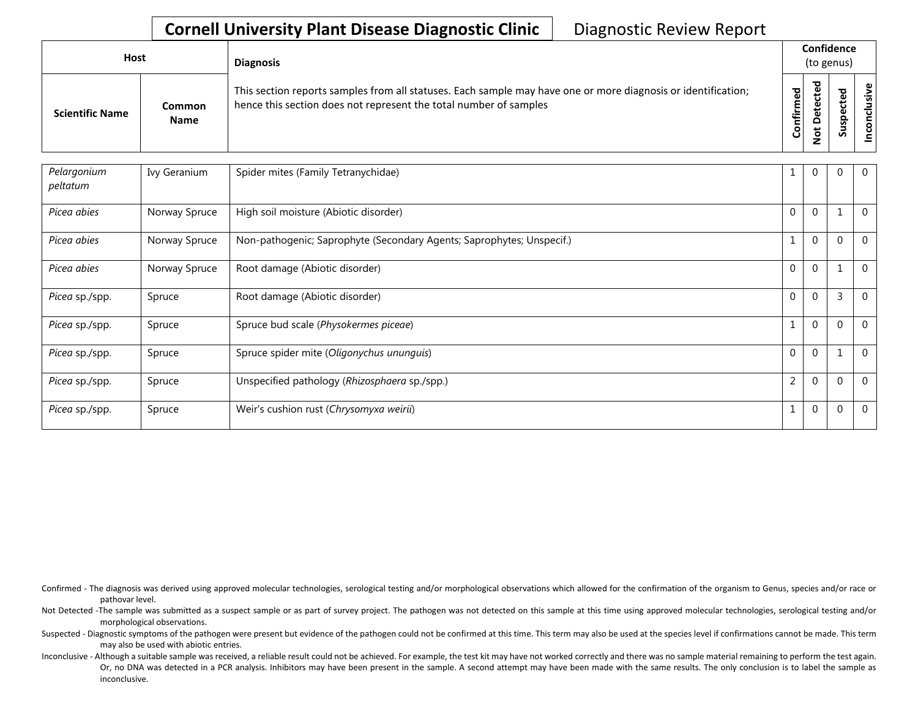**Cornell University Plant Disease Diagnostic Clinic** Diagnostic Review Report

| Host | | Diagnosis | Confidence (to genus) | | | |
|---|---|---|---|---|---|---|
| **Scientific Name** | **Common Name** | This section reports samples from all statuses. Each sample may have one or more diagnosis or identification; hence this section does not represent the total number of samples | **Confirmed** | **Not Detected** | **Suspected** | **Inconclusive** |
| *Pelargonium peltatum* | Ivy Geranium | Spider mites (Family Tetranychidae) | 1 | 0 | 0 | 0 |
| *Picea abies* | Norway Spruce | High soil moisture (Abiotic disorder) | 0 | 0 | 1 | 0 |
| *Picea abies* | Norway Spruce | Non-pathogenic; Saprophyte (Secondary Agents; Saprophytes; Unspecif.) | 1 | 0 | 0 | 0 |
| *Picea abies* | Norway Spruce | Root damage (Abiotic disorder) | 0 | 0 | 1 | 0 |
| *Picea* sp./spp. | Spruce | Root damage (Abiotic disorder) | 0 | 0 | 3 | 0 |
| *Picea* sp./spp. | Spruce | Spruce bud scale (*Physokermes piceae*) | 1 | 0 | 0 | 0 |
| *Picea* sp./spp. | Spruce | Spruce spider mite (*Oligonychus ununguis*) | 0 | 0 | 1 | 0 |
| *Picea* sp./spp. | Spruce | Unspecified pathology (*Rhizosphaera* sp./spp.) | 2 | 0 | 0 | 0 |
| *Picea* sp./spp. | Spruce | Weir's cushion rust (*Chrysomyxa weirii*) | 1 | 0 | 0 | 0 |

Confirmed - The diagnosis was derived using approved molecular technologies, serological testing and/or morphological observations which allowed for the confirmation of the organism to Genus, species and/or race or pathovar level.

Not Detected -The sample was submitted as a suspect sample or as part of survey project. The pathogen was not detected on this sample at this time using approved molecular technologies, serological testing and/or morphological observations.

Suspected - Diagnostic symptoms of the pathogen were present but evidence of the pathogen could not be confirmed at this time. This term may also be used at the species level if confirmations cannot be made. This term may also be used with abiotic entries.

Inconclusive - Although a suitable sample was received, a reliable result could not be achieved. For example, the test kit may have not worked correctly and there was no sample material remaining to perform the test again. Or, no DNA was detected in a PCR analysis. Inhibitors may have been present in the sample. A second attempt may have been made with the same results. The only conclusion is to label the sample as inconclusive.